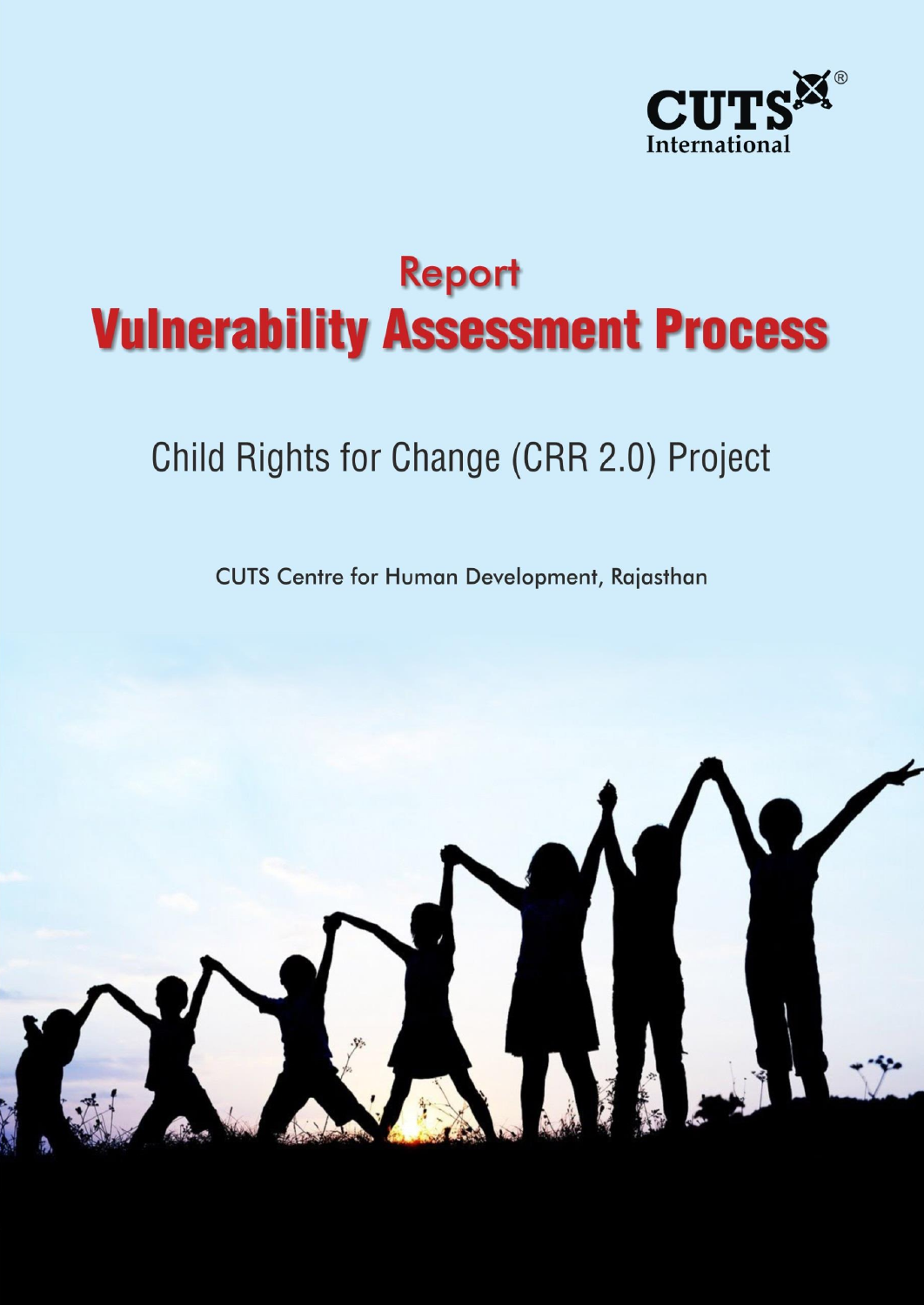CUTS International

# Report
# Vulnerability Assessment Process

## Child Rights for Change (CRR 2.0) Project

CUTS Centre for Human Development, Rajasthan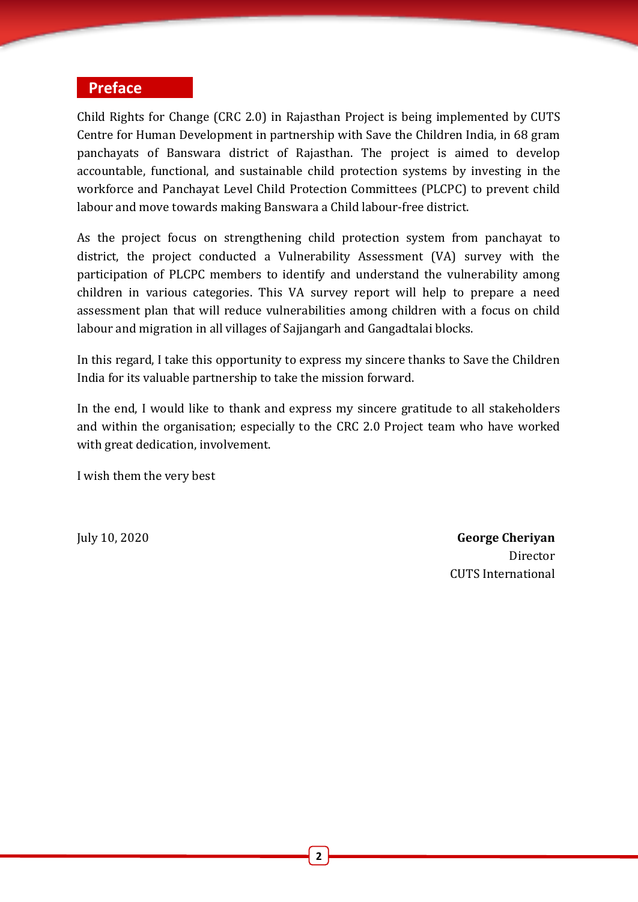## Preface

Child Rights for Change (CRC 2.0) in Rajasthan Project is being implemented by CUTS Centre for Human Development in partnership with Save the Children India, in 68 gram panchayats of Banswara district of Rajasthan. The project is aimed to develop accountable, functional, and sustainable child protection systems by investing in the workforce and Panchayat Level Child Protection Committees (PLCPC) to prevent child labour and move towards making Banswara a Child labour-free district.

As the project focus on strengthening child protection system from panchayat to district, the project conducted a Vulnerability Assessment (VA) survey with the participation of PLCPC members to identify and understand the vulnerability among children in various categories. This VA survey report will help to prepare a need assessment plan that will reduce vulnerabilities among children with a focus on child labour and migration in all villages of Sajjangarh and Gangadtalai blocks.

In this regard, I take this opportunity to express my sincere thanks to Save the Children India for its valuable partnership to take the mission forward.

In the end, I would like to thank and express my sincere gratitude to all stakeholders and within the organisation; especially to the CRC 2.0 Project team who have worked with great dedication, involvement.

I wish them the very best

July 10, 2020

**George Cheriyan**
Director
CUTS International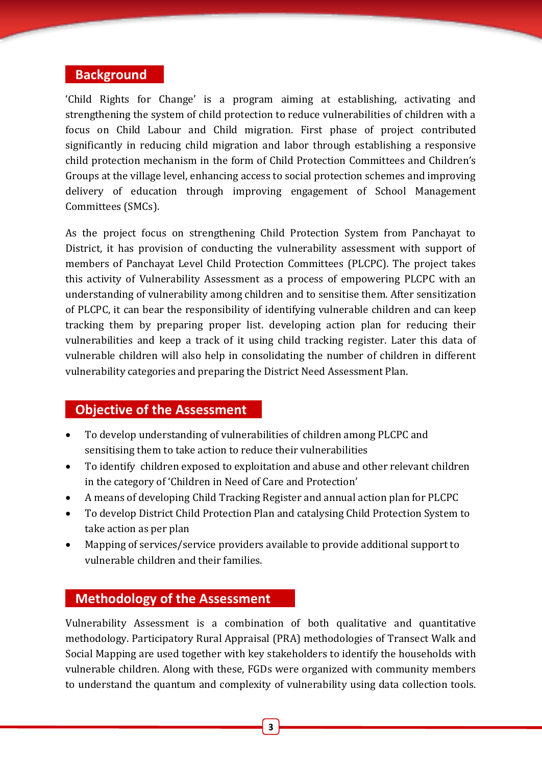## Background

'Child Rights for Change' is a program aiming at establishing, activating and strengthening the system of child protection to reduce vulnerabilities of children with a focus on Child Labour and Child migration. First phase of project contributed significantly in reducing child migration and labor through establishing a responsive child protection mechanism in the form of Child Protection Committees and Children's Groups at the village level, enhancing access to social protection schemes and improving delivery of education through improving engagement of School Management Committees (SMCs).

As the project focus on strengthening Child Protection System from Panchayat to District, it has provision of conducting the vulnerability assessment with support of members of Panchayat Level Child Protection Committees (PLCPC). The project takes this activity of Vulnerability Assessment as a process of empowering PLCPC with an understanding of vulnerability among children and to sensitise them. After sensitization of PLCPC, it can bear the responsibility of identifying vulnerable children and can keep tracking them by preparing proper list. developing action plan for reducing their vulnerabilities and keep a track of it using child tracking register. Later this data of vulnerable children will also help in consolidating the number of children in different vulnerability categories and preparing the District Need Assessment Plan.

## Objective of the Assessment

- To develop understanding of vulnerabilities of children among PLCPC and sensitising them to take action to reduce their vulnerabilities
- To identify children exposed to exploitation and abuse and other relevant children in the category of 'Children in Need of Care and Protection'
- A means of developing Child Tracking Register and annual action plan for PLCPC
- To develop District Child Protection Plan and catalysing Child Protection System to take action as per plan
- Mapping of services/service providers available to provide additional support to vulnerable children and their families.

## Methodology of the Assessment

Vulnerability Assessment is a combination of both qualitative and quantitative methodology. Participatory Rural Appraisal (PRA) methodologies of Transect Walk and Social Mapping are used together with key stakeholders to identify the households with vulnerable children. Along with these, FGDs were organized with community members to understand the quantum and complexity of vulnerability using data collection tools.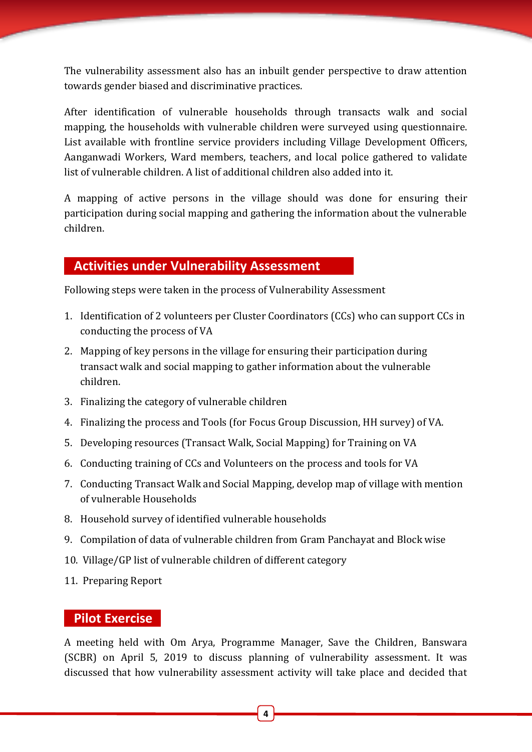The vulnerability assessment also has an inbuilt gender perspective to draw attention towards gender biased and discriminative practices.

After identification of vulnerable households through transacts walk and social mapping, the households with vulnerable children were surveyed using questionnaire. List available with frontline service providers including Village Development Officers, Aanganwadi Workers, Ward members, teachers, and local police gathered to validate list of vulnerable children. A list of additional children also added into it.

A mapping of active persons in the village should was done for ensuring their participation during social mapping and gathering the information about the vulnerable children.

## Activities under Vulnerability Assessment

Following steps were taken in the process of Vulnerability Assessment

1. Identification of 2 volunteers per Cluster Coordinators (CCs) who can support CCs in conducting the process of VA
2. Mapping of key persons in the village for ensuring their participation during transact walk and social mapping to gather information about the vulnerable children.
3. Finalizing the category of vulnerable children
4. Finalizing the process and Tools (for Focus Group Discussion, HH survey) of VA.
5. Developing resources (Transact Walk, Social Mapping) for Training on VA
6. Conducting training of CCs and Volunteers on the process and tools for VA
7. Conducting Transact Walk and Social Mapping, develop map of village with mention of vulnerable Households
8. Household survey of identified vulnerable households
9. Compilation of data of vulnerable children from Gram Panchayat and Block wise
10. Village/GP list of vulnerable children of different category
11. Preparing Report

## Pilot Exercise

A meeting held with Om Arya, Programme Manager, Save the Children, Banswara (SCBR) on April 5, 2019 to discuss planning of vulnerability assessment. It was discussed that how vulnerability assessment activity will take place and decided that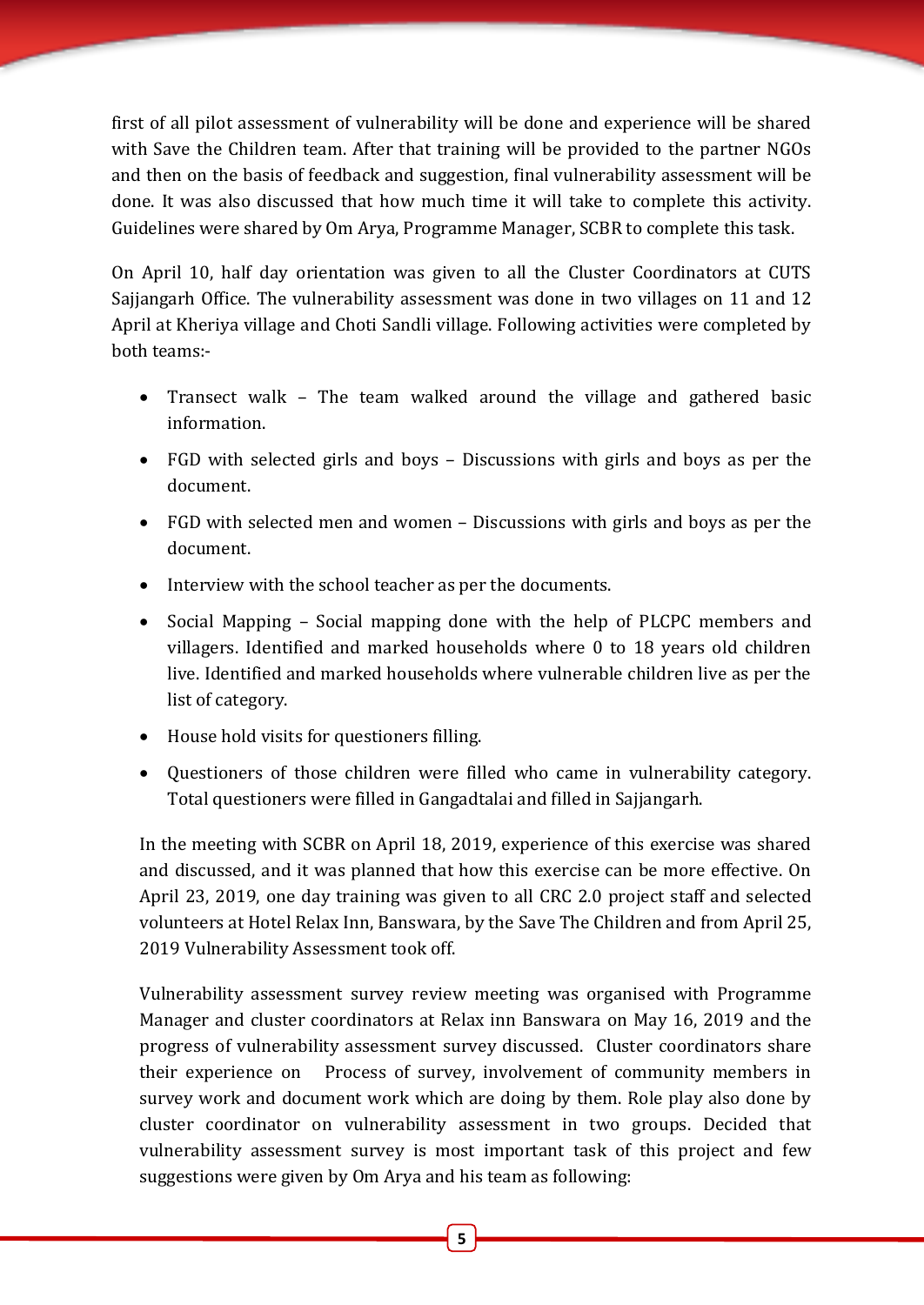first of all pilot assessment of vulnerability will be done and experience will be shared with Save the Children team. After that training will be provided to the partner NGOs and then on the basis of feedback and suggestion, final vulnerability assessment will be done. It was also discussed that how much time it will take to complete this activity. Guidelines were shared by Om Arya, Programme Manager, SCBR to complete this task.

On April 10, half day orientation was given to all the Cluster Coordinators at CUTS Sajjangarh Office. The vulnerability assessment was done in two villages on 11 and 12 April at Kheriya village and Choti Sandli village. Following activities were completed by both teams:-

- Transect walk – The team walked around the village and gathered basic information.
- FGD with selected girls and boys – Discussions with girls and boys as per the document.
- FGD with selected men and women – Discussions with girls and boys as per the document.
- Interview with the school teacher as per the documents.
- Social Mapping – Social mapping done with the help of PLCPC members and villagers. Identified and marked households where 0 to 18 years old children live. Identified and marked households where vulnerable children live as per the list of category.
- House hold visits for questioners filling.
- Questioners of those children were filled who came in vulnerability category. Total questioners were filled in Gangadtalai and filled in Sajjangarh.

In the meeting with SCBR on April 18, 2019, experience of this exercise was shared and discussed, and it was planned that how this exercise can be more effective. On April 23, 2019, one day training was given to all CRC 2.0 project staff and selected volunteers at Hotel Relax Inn, Banswara, by the Save The Children and from April 25, 2019 Vulnerability Assessment took off.

Vulnerability assessment survey review meeting was organised with Programme Manager and cluster coordinators at Relax inn Banswara on May 16, 2019 and the progress of vulnerability assessment survey discussed. Cluster coordinators share their experience on Process of survey, involvement of community members in survey work and document work which are doing by them. Role play also done by cluster coordinator on vulnerability assessment in two groups. Decided that vulnerability assessment survey is most important task of this project and few suggestions were given by Om Arya and his team as following: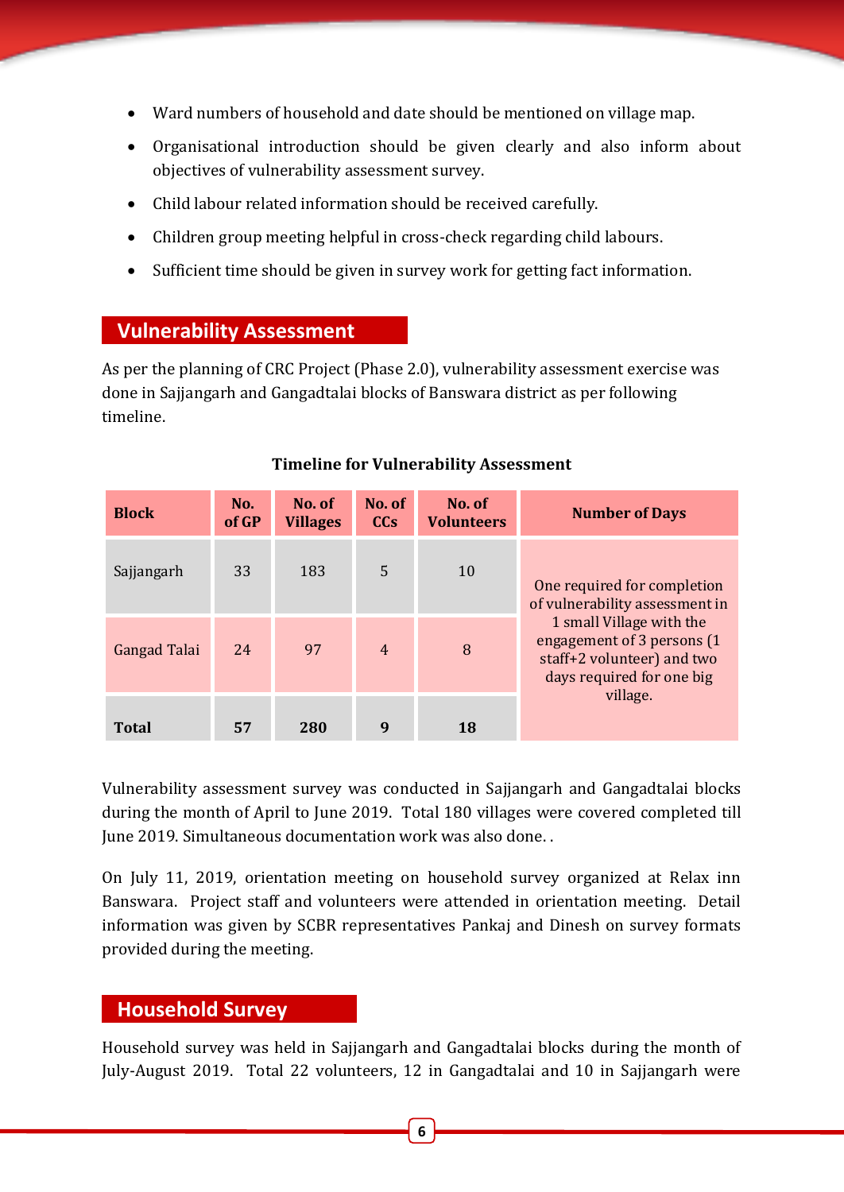- Ward numbers of household and date should be mentioned on village map.
- Organisational introduction should be given clearly and also inform about objectives of vulnerability assessment survey.
- Child labour related information should be received carefully.
- Children group meeting helpful in cross-check regarding child labours.
- Sufficient time should be given in survey work for getting fact information.

## Vulnerability Assessment

As per the planning of CRC Project (Phase 2.0), vulnerability assessment exercise was done in Sajjangarh and Gangadtalai blocks of Banswara district as per following timeline.

**Timeline for Vulnerability Assessment**

| Block | No. of GP | No. of Villages | No. of CCs | No. of Volunteers | Number of Days |
|---|---|---|---|---|---|
| Sajjangarh | 33 | 183 | 5 | 10 | One required for completion of vulnerability assessment in 1 small Village with the engagement of 3 persons (1 staff+2 volunteer) and two days required for one big village. |
| Gangad Talai | 24 | 97 | 4 | 8 | |
| **Total** | **57** | **280** | **9** | **18** | |

Vulnerability assessment survey was conducted in Sajjangarh and Gangadtalai blocks during the month of April to June 2019. Total 180 villages were covered completed till June 2019. Simultaneous documentation work was also done. .

On July 11, 2019, orientation meeting on household survey organized at Relax inn Banswara. Project staff and volunteers were attended in orientation meeting. Detail information was given by SCBR representatives Pankaj and Dinesh on survey formats provided during the meeting.

## Household Survey

Household survey was held in Sajjangarh and Gangadtalai blocks during the month of July-August 2019. Total 22 volunteers, 12 in Gangadtalai and 10 in Sajjangarh were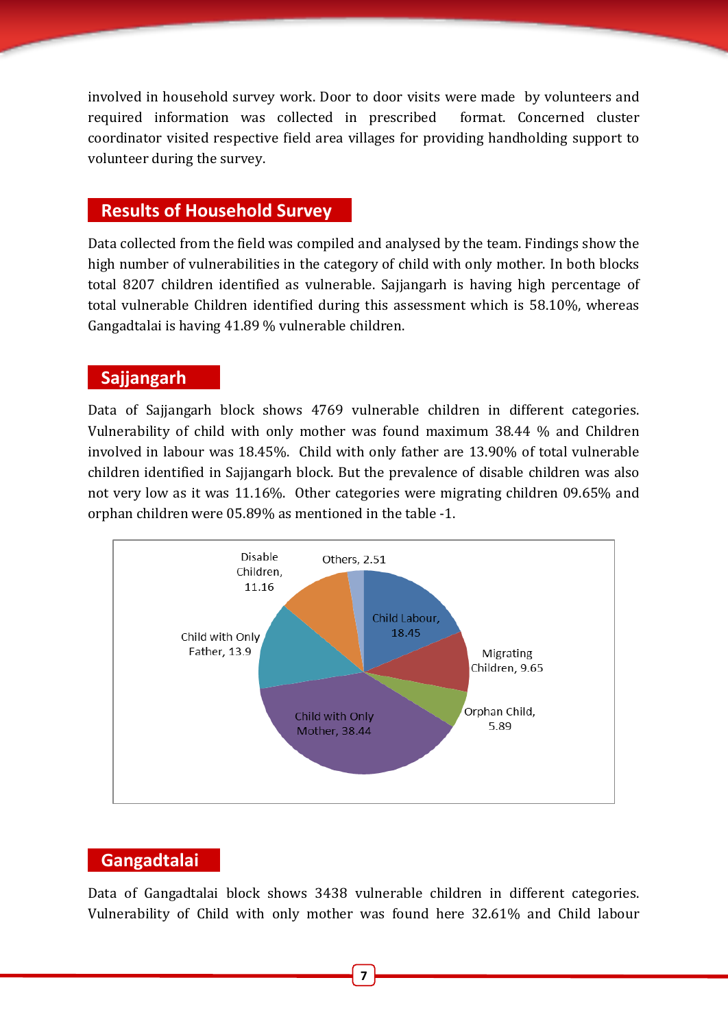involved in household survey work. Door to door visits were made by volunteers and required information was collected in prescribed format. Concerned cluster coordinator visited respective field area villages for providing handholding support to volunteer during the survey.

## Results of Household Survey

Data collected from the field was compiled and analysed by the team. Findings show the high number of vulnerabilities in the category of child with only mother. In both blocks total 8207 children identified as vulnerable. Sajjangarh is having high percentage of total vulnerable Children identified during this assessment which is 58.10%, whereas Gangadtalai is having 41.89 % vulnerable children.

## Sajjangarh

Data of Sajjangarh block shows 4769 vulnerable children in different categories. Vulnerability of child with only mother was found maximum 38.44 % and Children involved in labour was 18.45%. Child with only father are 13.90% of total vulnerable children identified in Sajjangarh block. But the prevalence of disable children was also not very low as it was 11.16%. Other categories were migrating children 09.65% and orphan children were 05.89% as mentioned in the table -1.

| Category | Percentage |
|---|---|
| Child Labour | 18.45 |
| Migrating Children | 9.65 |
| Orphan Child | 5.89 |
| Child with Only Mother | 38.44 |
| Child with Only Father | 13.9 |
| Disable Children | 11.16 |
| Others | 2.51 |

## Gangadtalai

Data of Gangadtalai block shows 3438 vulnerable children in different categories. Vulnerability of Child with only mother was found here 32.61% and Child labour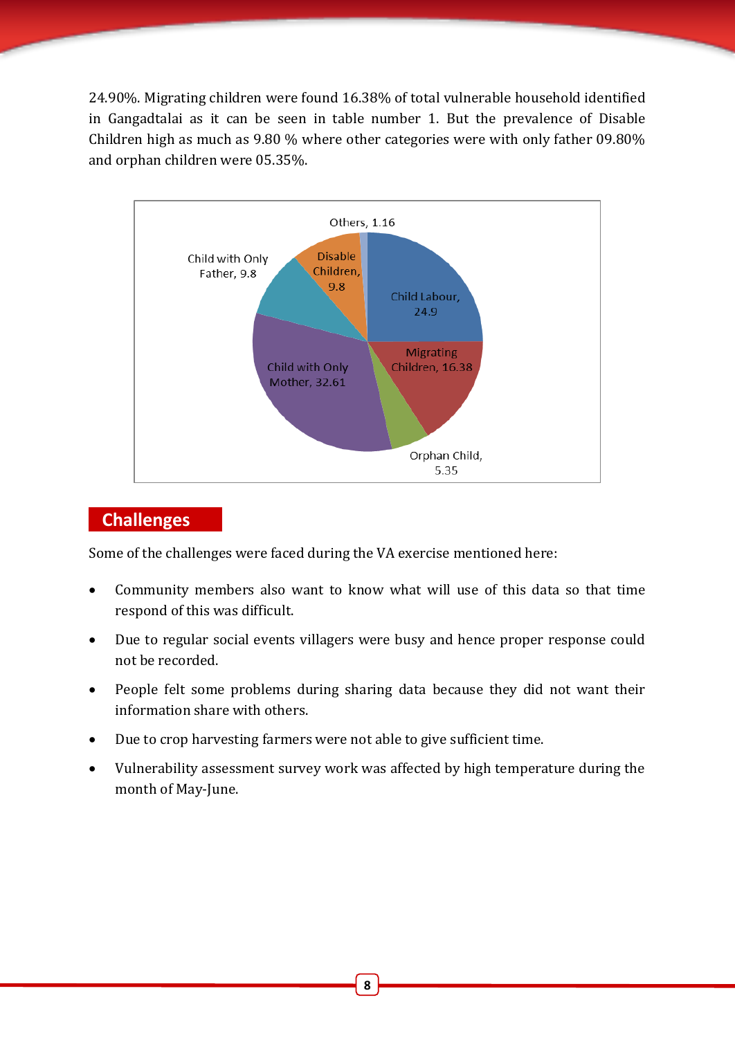24.90%. Migrating children were found 16.38% of total vulnerable household identified in Gangadtalai as it can be seen in table number 1. But the prevalence of Disable Children high as much as 9.80 % where other categories were with only father 09.80% and orphan children were 05.35%.

| Category | Value |
|---|---|
| Child Labour | 24.9 |
| Migrating Children | 16.38 |
| Orphan Child | 5.35 |
| Child with Only Mother | 32.61 |
| Child with Only Father | 9.8 |
| Disable Children | 9.8 |
| Others | 1.16 |

## Challenges

Some of the challenges were faced during the VA exercise mentioned here:

- Community members also want to know what will use of this data so that time respond of this was difficult.
- Due to regular social events villagers were busy and hence proper response could not be recorded.
- People felt some problems during sharing data because they did not want their information share with others.
- Due to crop harvesting farmers were not able to give sufficient time.
- Vulnerability assessment survey work was affected by high temperature during the month of May-June.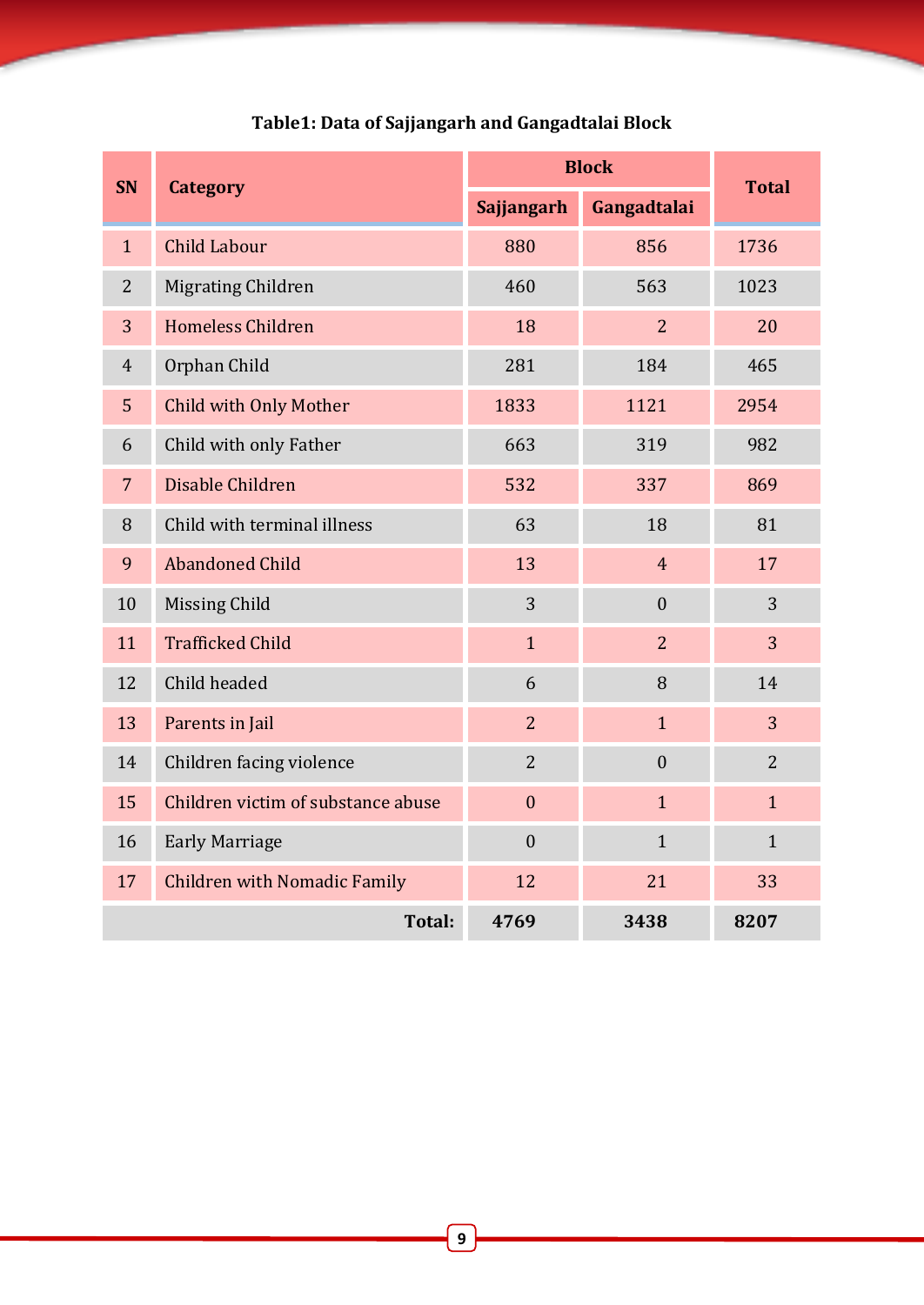**Table1: Data of Sajjangarh and Gangadtalai Block**

| SN | Category | Block | | Total |
|---|---|---|---|---|
| | | Sajjangarh | Gangadtalai | |
| 1 | Child Labour | 880 | 856 | 1736 |
| 2 | Migrating Children | 460 | 563 | 1023 |
| 3 | Homeless Children | 18 | 2 | 20 |
| 4 | Orphan Child | 281 | 184 | 465 |
| 5 | Child with Only Mother | 1833 | 1121 | 2954 |
| 6 | Child with only Father | 663 | 319 | 982 |
| 7 | Disable Children | 532 | 337 | 869 |
| 8 | Child with terminal illness | 63 | 18 | 81 |
| 9 | Abandoned Child | 13 | 4 | 17 |
| 10 | Missing Child | 3 | 0 | 3 |
| 11 | Trafficked Child | 1 | 2 | 3 |
| 12 | Child headed | 6 | 8 | 14 |
| 13 | Parents in Jail | 2 | 1 | 3 |
| 14 | Children facing violence | 2 | 0 | 2 |
| 15 | Children victim of substance abuse | 0 | 1 | 1 |
| 16 | Early Marriage | 0 | 1 | 1 |
| 17 | Children with Nomadic Family | 12 | 21 | 33 |
| | **Total:** | **4769** | **3438** | **8207** |